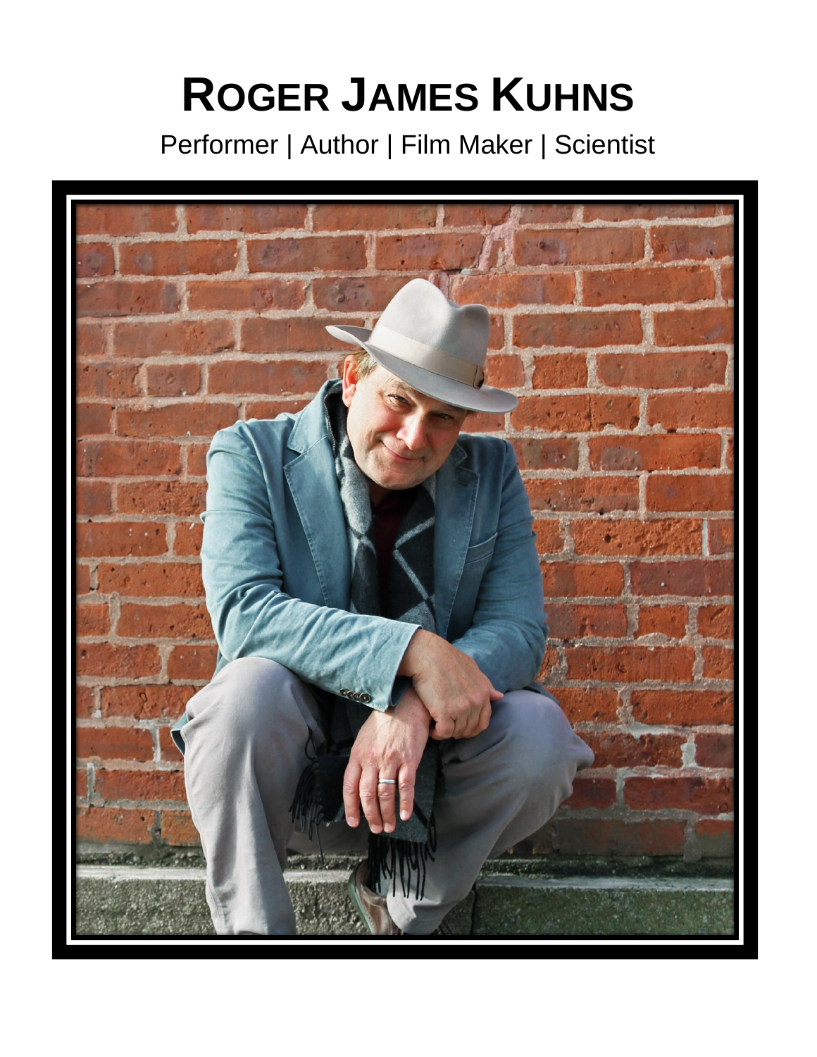# ROGER JAMES KUHNS

Performer | Author | Film Maker | Scientist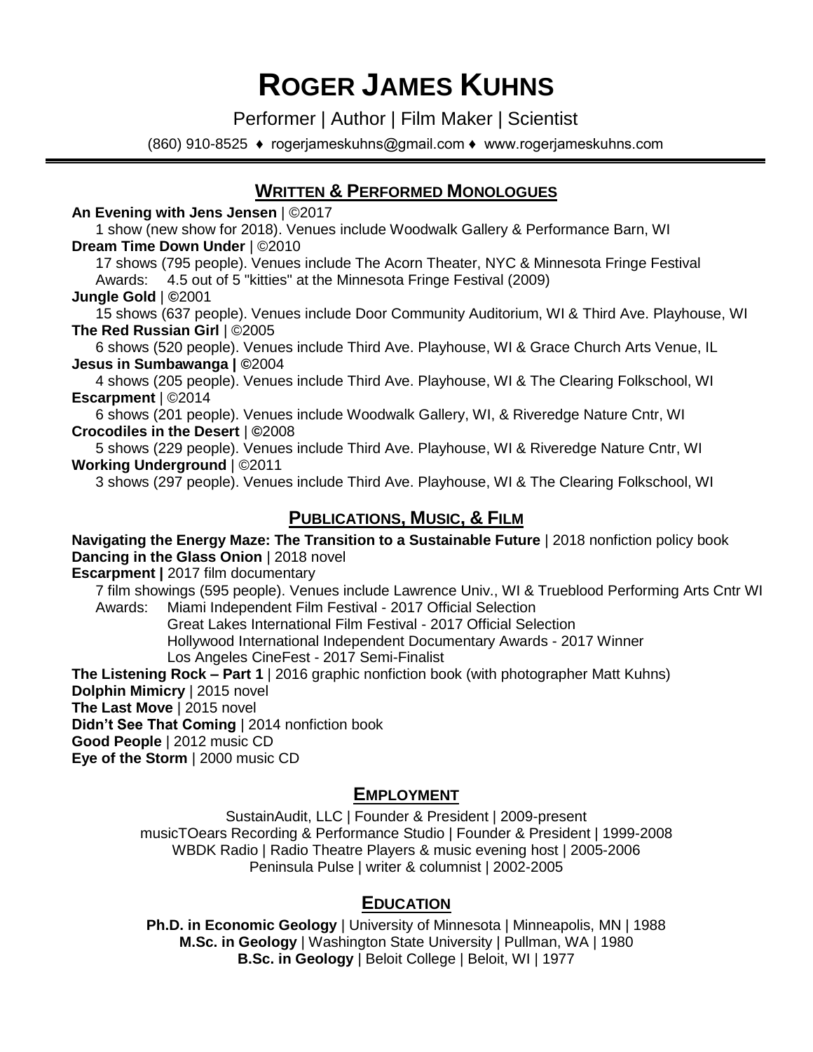# ROGER JAMES KUHNS

Performer | Author | Film Maker | Scientist

(860) 910-8525 ♦ rogerjameskuhns@gmail.com ♦ www.rogerjameskuhns.com

## WRITTEN & PERFORMED MONOLOGUES

**An Evening with Jens Jensen** | ©2017
1 show (new show for 2018). Venues include Woodwalk Gallery & Performance Barn, WI

**Dream Time Down Under** | ©2010
17 shows (795 people). Venues include The Acorn Theater, NYC & Minnesota Fringe Festival
Awards: 4.5 out of 5 "kitties" at the Minnesota Fringe Festival (2009)

**Jungle Gold** | ©2001
15 shows (637 people). Venues include Door Community Auditorium, WI & Third Ave. Playhouse, WI

**The Red Russian Girl** | ©2005
6 shows (520 people). Venues include Third Ave. Playhouse, WI & Grace Church Arts Venue, IL

**Jesus in Sumbawanga |** ©2004
4 shows (205 people). Venues include Third Ave. Playhouse, WI & The Clearing Folkschool, WI

**Escarpment** | ©2014
6 shows (201 people). Venues include Woodwalk Gallery, WI, & Riveredge Nature Cntr, WI

**Crocodiles in the Desert** | ©2008
5 shows (229 people). Venues include Third Ave. Playhouse, WI & Riveredge Nature Cntr, WI

**Working Underground** | ©2011
3 shows (297 people). Venues include Third Ave. Playhouse, WI & The Clearing Folkschool, WI

## PUBLICATIONS, MUSIC, & FILM

**Navigating the Energy Maze: The Transition to a Sustainable Future** | 2018 nonfiction policy book

**Dancing in the Glass Onion** | 2018 novel

**Escarpment |** 2017 film documentary
7 film showings (595 people). Venues include Lawrence Univ., WI & Trueblood Performing Arts Cntr WI
Awards: Miami Independent Film Festival - 2017 Official Selection
Great Lakes International Film Festival - 2017 Official Selection
Hollywood International Independent Documentary Awards - 2017 Winner
Los Angeles CineFest - 2017 Semi-Finalist

**The Listening Rock – Part 1** | 2016 graphic nonfiction book (with photographer Matt Kuhns)

**Dolphin Mimicry** | 2015 novel

**The Last Move** | 2015 novel

**Didn't See That Coming** | 2014 nonfiction book

**Good People** | 2012 music CD

**Eye of the Storm** | 2000 music CD

## EMPLOYMENT

SustainAudit, LLC | Founder & President | 2009-present
musicTOears Recording & Performance Studio | Founder & President | 1999-2008
WBDK Radio | Radio Theatre Players & music evening host | 2005-2006
Peninsula Pulse | writer & columnist | 2002-2005

## EDUCATION

**Ph.D. in Economic Geology** | University of Minnesota | Minneapolis, MN | 1988
**M.Sc. in Geology** | Washington State University | Pullman, WA | 1980
**B.Sc. in Geology** | Beloit College | Beloit, WI | 1977